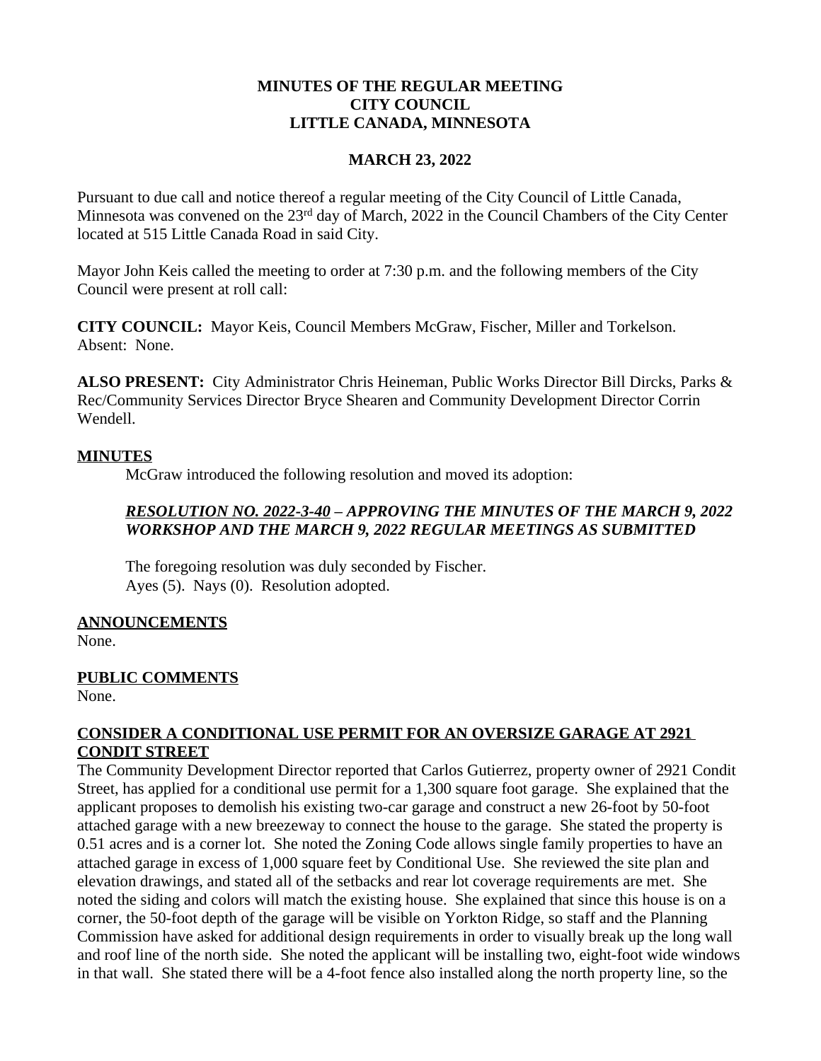**MINUTES OF THE REGULAR MEETING**
**CITY COUNCIL**
**LITTLE CANADA, MINNESOTA**

**MARCH 23, 2022**

Pursuant to due call and notice thereof a regular meeting of the City Council of Little Canada, Minnesota was convened on the 23rd day of March, 2022 in the Council Chambers of the City Center located at 515 Little Canada Road in said City.

Mayor John Keis called the meeting to order at 7:30 p.m. and the following members of the City Council were present at roll call:

**CITY COUNCIL:** Mayor Keis, Council Members McGraw, Fischer, Miller and Torkelson.
Absent: None.

**ALSO PRESENT:** City Administrator Chris Heineman, Public Works Director Bill Dircks, Parks & Rec/Community Services Director Bryce Shearen and Community Development Director Corrin Wendell.

**MINUTES**

McGraw introduced the following resolution and moved its adoption:

***RESOLUTION NO. 2022-3-40 – APPROVING THE MINUTES OF THE MARCH 9, 2022 WORKSHOP AND THE MARCH 9, 2022 REGULAR MEETINGS AS SUBMITTED***

The foregoing resolution was duly seconded by Fischer.
Ayes (5). Nays (0). Resolution adopted.

**ANNOUNCEMENTS**

None.

**PUBLIC COMMENTS**

None.

**CONSIDER A CONDITIONAL USE PERMIT FOR AN OVERSIZE GARAGE AT 2921 CONDIT STREET**

The Community Development Director reported that Carlos Gutierrez, property owner of 2921 Condit Street, has applied for a conditional use permit for a 1,300 square foot garage. She explained that the applicant proposes to demolish his existing two-car garage and construct a new 26-foot by 50-foot attached garage with a new breezeway to connect the house to the garage. She stated the property is 0.51 acres and is a corner lot. She noted the Zoning Code allows single family properties to have an attached garage in excess of 1,000 square feet by Conditional Use. She reviewed the site plan and elevation drawings, and stated all of the setbacks and rear lot coverage requirements are met. She noted the siding and colors will match the existing house. She explained that since this house is on a corner, the 50-foot depth of the garage will be visible on Yorkton Ridge, so staff and the Planning Commission have asked for additional design requirements in order to visually break up the long wall and roof line of the north side. She noted the applicant will be installing two, eight-foot wide windows in that wall. She stated there will be a 4-foot fence also installed along the north property line, so the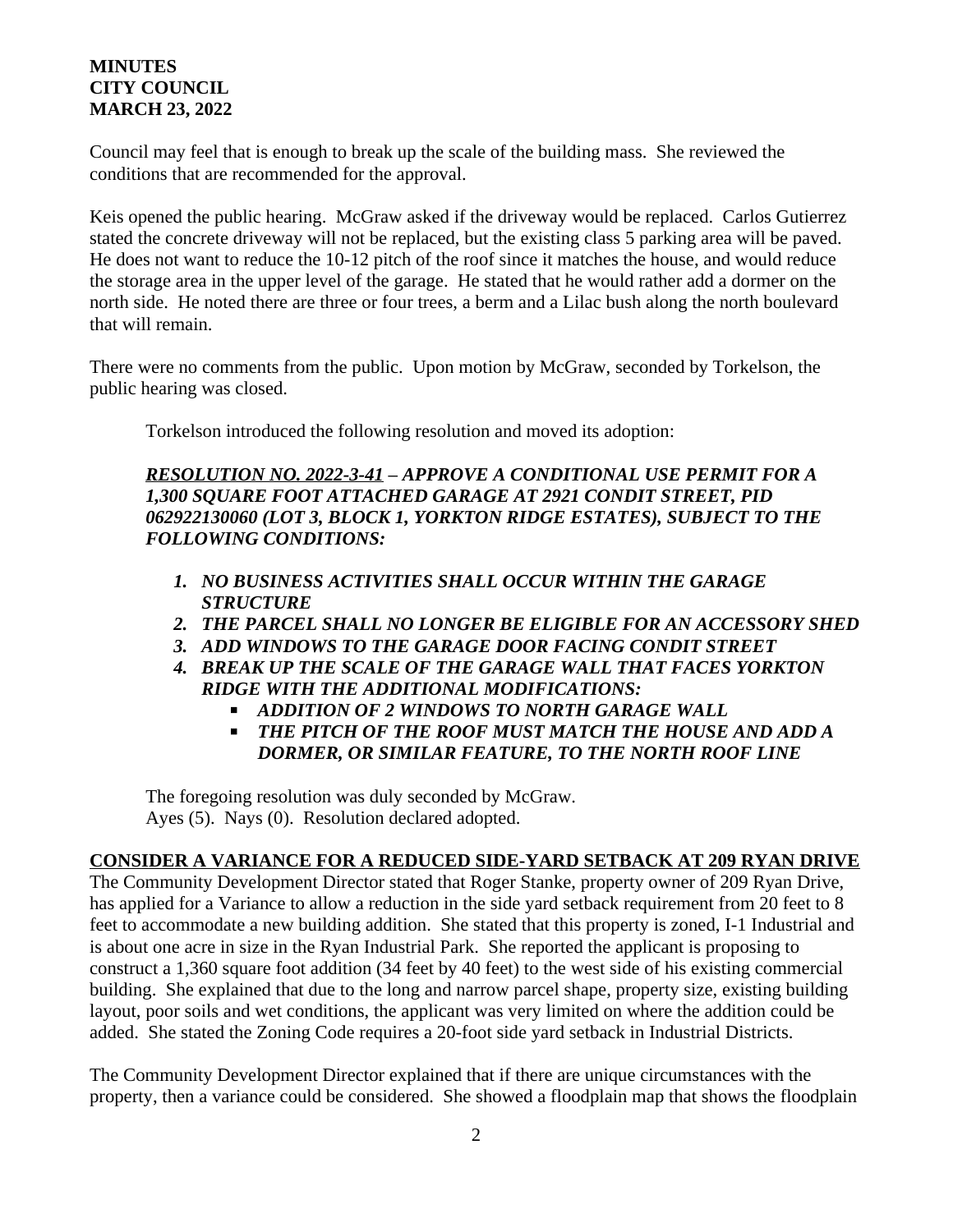Council may feel that is enough to break up the scale of the building mass. She reviewed the conditions that are recommended for the approval.

Keis opened the public hearing. McGraw asked if the driveway would be replaced. Carlos Gutierrez stated the concrete driveway will not be replaced, but the existing class 5 parking area will be paved. He does not want to reduce the 10-12 pitch of the roof since it matches the house, and would reduce the storage area in the upper level of the garage. He stated that he would rather add a dormer on the north side. He noted there are three or four trees, a berm and a Lilac bush along the north boulevard that will remain.

There were no comments from the public. Upon motion by McGraw, seconded by Torkelson, the public hearing was closed.

Torkelson introduced the following resolution and moved its adoption:

***RESOLUTION NO. 2022-3-41 – APPROVE A CONDITIONAL USE PERMIT FOR A 1,300 SQUARE FOOT ATTACHED GARAGE AT 2921 CONDIT STREET, PID 062922130060 (LOT 3, BLOCK 1, YORKTON RIDGE ESTATES), SUBJECT TO THE FOLLOWING CONDITIONS:***

1. ***NO BUSINESS ACTIVITIES SHALL OCCUR WITHIN THE GARAGE STRUCTURE***
2. ***THE PARCEL SHALL NO LONGER BE ELIGIBLE FOR AN ACCESSORY SHED***
3. ***ADD WINDOWS TO THE GARAGE DOOR FACING CONDIT STREET***
4. ***BREAK UP THE SCALE OF THE GARAGE WALL THAT FACES YORKTON RIDGE WITH THE ADDITIONAL MODIFICATIONS:***
   - ***ADDITION OF 2 WINDOWS TO NORTH GARAGE WALL***
   - ***THE PITCH OF THE ROOF MUST MATCH THE HOUSE AND ADD A DORMER, OR SIMILAR FEATURE, TO THE NORTH ROOF LINE***

The foregoing resolution was duly seconded by McGraw.
Ayes (5). Nays (0). Resolution declared adopted.

## CONSIDER A VARIANCE FOR A REDUCED SIDE-YARD SETBACK AT 209 RYAN DRIVE

The Community Development Director stated that Roger Stanke, property owner of 209 Ryan Drive, has applied for a Variance to allow a reduction in the side yard setback requirement from 20 feet to 8 feet to accommodate a new building addition. She stated that this property is zoned, I-1 Industrial and is about one acre in size in the Ryan Industrial Park. She reported the applicant is proposing to construct a 1,360 square foot addition (34 feet by 40 feet) to the west side of his existing commercial building. She explained that due to the long and narrow parcel shape, property size, existing building layout, poor soils and wet conditions, the applicant was very limited on where the addition could be added. She stated the Zoning Code requires a 20-foot side yard setback in Industrial Districts.

The Community Development Director explained that if there are unique circumstances with the property, then a variance could be considered. She showed a floodplain map that shows the floodplain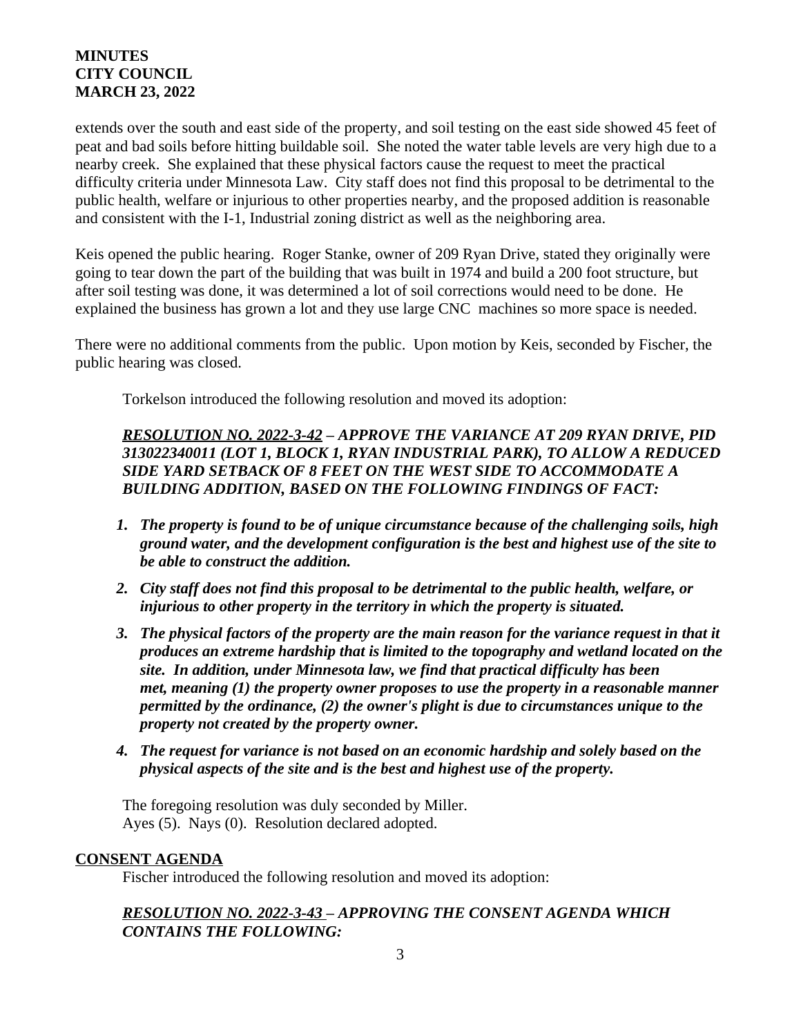extends over the south and east side of the property, and soil testing on the east side showed 45 feet of peat and bad soils before hitting buildable soil. She noted the water table levels are very high due to a nearby creek. She explained that these physical factors cause the request to meet the practical difficulty criteria under Minnesota Law. City staff does not find this proposal to be detrimental to the public health, welfare or injurious to other properties nearby, and the proposed addition is reasonable and consistent with the I-1, Industrial zoning district as well as the neighboring area.

Keis opened the public hearing. Roger Stanke, owner of 209 Ryan Drive, stated they originally were going to tear down the part of the building that was built in 1974 and build a 200 foot structure, but after soil testing was done, it was determined a lot of soil corrections would need to be done. He explained the business has grown a lot and they use large CNC machines so more space is needed.

There were no additional comments from the public. Upon motion by Keis, seconded by Fischer, the public hearing was closed.

Torkelson introduced the following resolution and moved its adoption:

***<u>RESOLUTION NO. 2022-3-42</u> – APPROVE THE VARIANCE AT 209 RYAN DRIVE, PID 313022340011 (LOT 1, BLOCK 1, RYAN INDUSTRIAL PARK), TO ALLOW A REDUCED SIDE YARD SETBACK OF 8 FEET ON THE WEST SIDE TO ACCOMMODATE A BUILDING ADDITION, BASED ON THE FOLLOWING FINDINGS OF FACT:***

1. ***The property is found to be of unique circumstance because of the challenging soils, high ground water, and the development configuration is the best and highest use of the site to be able to construct the addition.***
2. ***City staff does not find this proposal to be detrimental to the public health, welfare, or injurious to other property in the territory in which the property is situated.***
3. ***The physical factors of the property are the main reason for the variance request in that it produces an extreme hardship that is limited to the topography and wetland located on the site. In addition, under Minnesota law, we find that practical difficulty has been met, meaning (1) the property owner proposes to use the property in a reasonable manner permitted by the ordinance, (2) the owner's plight is due to circumstances unique to the property not created by the property owner.***
4. ***The request for variance is not based on an economic hardship and solely based on the physical aspects of the site and is the best and highest use of the property.***

The foregoing resolution was duly seconded by Miller.
Ayes (5). Nays (0). Resolution declared adopted.

## CONSENT AGENDA

Fischer introduced the following resolution and moved its adoption:

***<u>RESOLUTION NO. 2022-3-43</u> – APPROVING THE CONSENT AGENDA WHICH CONTAINS THE FOLLOWING:***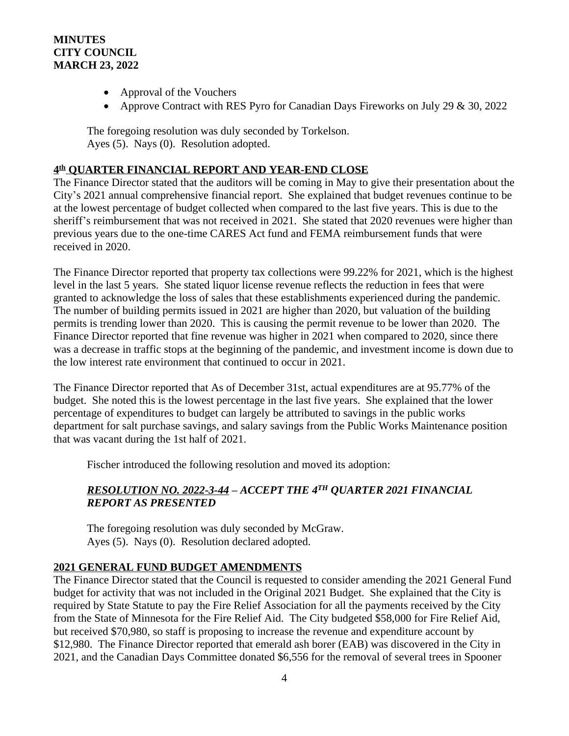- Approval of the Vouchers
- Approve Contract with RES Pyro for Canadian Days Fireworks on July 29 & 30, 2022

The foregoing resolution was duly seconded by Torkelson.
Ayes (5). Nays (0). Resolution adopted.

## 4th QUARTER FINANCIAL REPORT AND YEAR-END CLOSE

The Finance Director stated that the auditors will be coming in May to give their presentation about the City's 2021 annual comprehensive financial report. She explained that budget revenues continue to be at the lowest percentage of budget collected when compared to the last five years. This is due to the sheriff's reimbursement that was not received in 2021. She stated that 2020 revenues were higher than previous years due to the one-time CARES Act fund and FEMA reimbursement funds that were received in 2020.

The Finance Director reported that property tax collections were 99.22% for 2021, which is the highest level in the last 5 years. She stated liquor license revenue reflects the reduction in fees that were granted to acknowledge the loss of sales that these establishments experienced during the pandemic. The number of building permits issued in 2021 are higher than 2020, but valuation of the building permits is trending lower than 2020. This is causing the permit revenue to be lower than 2020. The Finance Director reported that fine revenue was higher in 2021 when compared to 2020, since there was a decrease in traffic stops at the beginning of the pandemic, and investment income is down due to the low interest rate environment that continued to occur in 2021.

The Finance Director reported that As of December 31st, actual expenditures are at 95.77% of the budget. She noted this is the lowest percentage in the last five years. She explained that the lower percentage of expenditures to budget can largely be attributed to savings in the public works department for salt purchase savings, and salary savings from the Public Works Maintenance position that was vacant during the 1st half of 2021.

Fischer introduced the following resolution and moved its adoption:

***RESOLUTION NO. 2022-3-44 – ACCEPT THE 4TH QUARTER 2021 FINANCIAL REPORT AS PRESENTED***

The foregoing resolution was duly seconded by McGraw.
Ayes (5). Nays (0). Resolution declared adopted.

## 2021 GENERAL FUND BUDGET AMENDMENTS

The Finance Director stated that the Council is requested to consider amending the 2021 General Fund budget for activity that was not included in the Original 2021 Budget. She explained that the City is required by State Statute to pay the Fire Relief Association for all the payments received by the City from the State of Minnesota for the Fire Relief Aid. The City budgeted $58,000 for Fire Relief Aid, but received $70,980, so staff is proposing to increase the revenue and expenditure account by $12,980. The Finance Director reported that emerald ash borer (EAB) was discovered in the City in 2021, and the Canadian Days Committee donated $6,556 for the removal of several trees in Spooner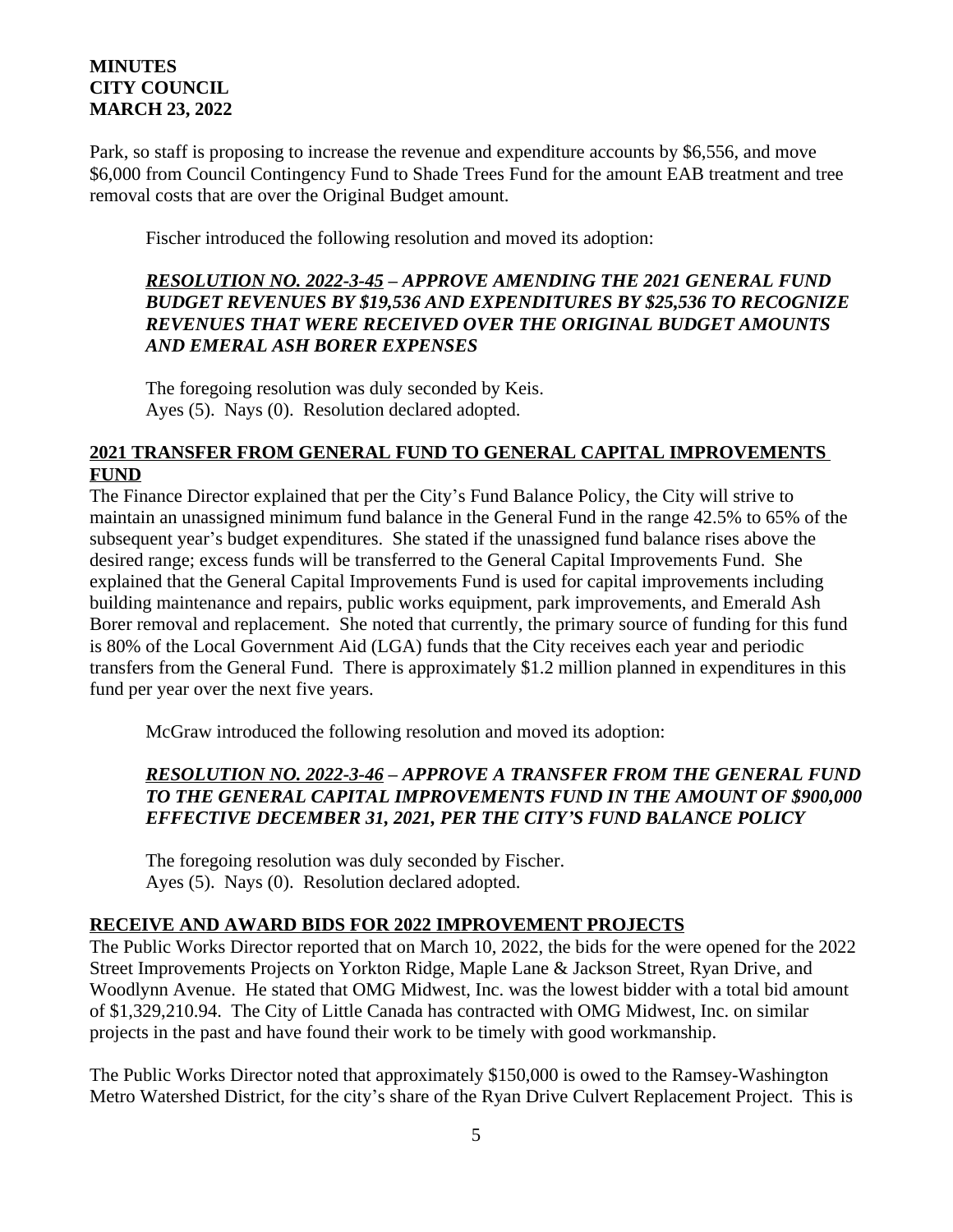Park, so staff is proposing to increase the revenue and expenditure accounts by $6,556, and move $6,000 from Council Contingency Fund to Shade Trees Fund for the amount EAB treatment and tree removal costs that are over the Original Budget amount.

Fischer introduced the following resolution and moved its adoption:

***RESOLUTION NO. 2022-3-45* – APPROVE AMENDING THE 2021 GENERAL FUND BUDGET REVENUES BY $19,536 AND EXPENDITURES BY $25,536 TO RECOGNIZE REVENUES THAT WERE RECEIVED OVER THE ORIGINAL BUDGET AMOUNTS AND EMERAL ASH BORER EXPENSES**

The foregoing resolution was duly seconded by Keis.
Ayes (5). Nays (0). Resolution declared adopted.

**2021 TRANSFER FROM GENERAL FUND TO GENERAL CAPITAL IMPROVEMENTS FUND**

The Finance Director explained that per the City's Fund Balance Policy, the City will strive to maintain an unassigned minimum fund balance in the General Fund in the range 42.5% to 65% of the subsequent year's budget expenditures. She stated if the unassigned fund balance rises above the desired range; excess funds will be transferred to the General Capital Improvements Fund. She explained that the General Capital Improvements Fund is used for capital improvements including building maintenance and repairs, public works equipment, park improvements, and Emerald Ash Borer removal and replacement. She noted that currently, the primary source of funding for this fund is 80% of the Local Government Aid (LGA) funds that the City receives each year and periodic transfers from the General Fund. There is approximately $1.2 million planned in expenditures in this fund per year over the next five years.

McGraw introduced the following resolution and moved its adoption:

***RESOLUTION NO. 2022-3-46* – APPROVE A TRANSFER FROM THE GENERAL FUND TO THE GENERAL CAPITAL IMPROVEMENTS FUND IN THE AMOUNT OF $900,000 EFFECTIVE DECEMBER 31, 2021, PER THE CITY'S FUND BALANCE POLICY**

The foregoing resolution was duly seconded by Fischer.
Ayes (5). Nays (0). Resolution declared adopted.

**RECEIVE AND AWARD BIDS FOR 2022 IMPROVEMENT PROJECTS**

The Public Works Director reported that on March 10, 2022, the bids for the were opened for the 2022 Street Improvements Projects on Yorkton Ridge, Maple Lane & Jackson Street, Ryan Drive, and Woodlynn Avenue. He stated that OMG Midwest, Inc. was the lowest bidder with a total bid amount of $1,329,210.94. The City of Little Canada has contracted with OMG Midwest, Inc. on similar projects in the past and have found their work to be timely with good workmanship.

The Public Works Director noted that approximately $150,000 is owed to the Ramsey-Washington Metro Watershed District, for the city's share of the Ryan Drive Culvert Replacement Project. This is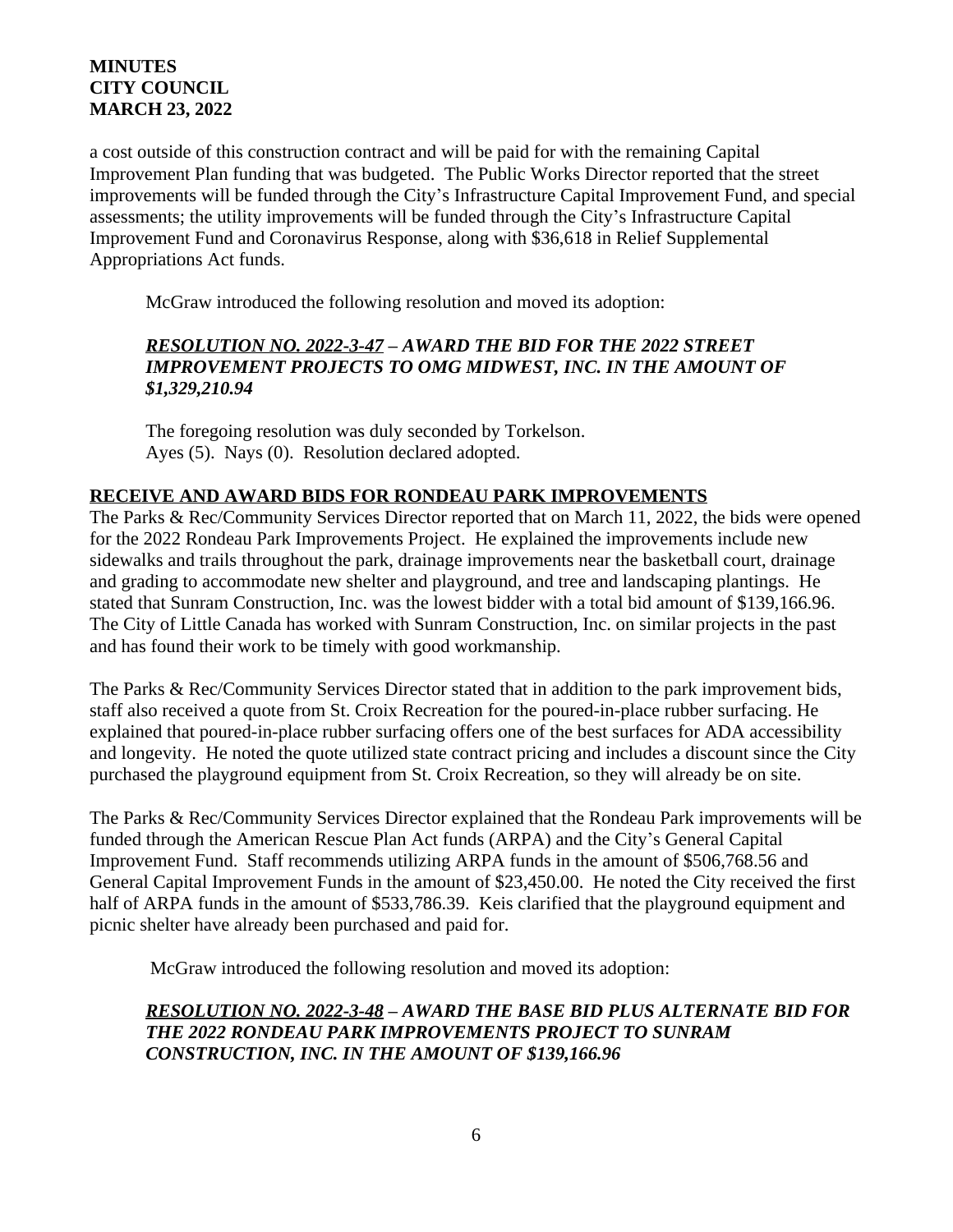a cost outside of this construction contract and will be paid for with the remaining Capital Improvement Plan funding that was budgeted. The Public Works Director reported that the street improvements will be funded through the City's Infrastructure Capital Improvement Fund, and special assessments; the utility improvements will be funded through the City's Infrastructure Capital Improvement Fund and Coronavirus Response, along with $36,618 in Relief Supplemental Appropriations Act funds.

McGraw introduced the following resolution and moved its adoption:

***RESOLUTION NO. 2022-3-47* – AWARD THE BID FOR THE 2022 STREET IMPROVEMENT PROJECTS TO OMG MIDWEST, INC. IN THE AMOUNT OF $1,329,210.94**

The foregoing resolution was duly seconded by Torkelson.
Ayes (5). Nays (0). Resolution declared adopted.

## RECEIVE AND AWARD BIDS FOR RONDEAU PARK IMPROVEMENTS

The Parks & Rec/Community Services Director reported that on March 11, 2022, the bids were opened for the 2022 Rondeau Park Improvements Project. He explained the improvements include new sidewalks and trails throughout the park, drainage improvements near the basketball court, drainage and grading to accommodate new shelter and playground, and tree and landscaping plantings. He stated that Sunram Construction, Inc. was the lowest bidder with a total bid amount of $139,166.96. The City of Little Canada has worked with Sunram Construction, Inc. on similar projects in the past and has found their work to be timely with good workmanship.

The Parks & Rec/Community Services Director stated that in addition to the park improvement bids, staff also received a quote from St. Croix Recreation for the poured-in-place rubber surfacing. He explained that poured-in-place rubber surfacing offers one of the best surfaces for ADA accessibility and longevity. He noted the quote utilized state contract pricing and includes a discount since the City purchased the playground equipment from St. Croix Recreation, so they will already be on site.

The Parks & Rec/Community Services Director explained that the Rondeau Park improvements will be funded through the American Rescue Plan Act funds (ARPA) and the City's General Capital Improvement Fund. Staff recommends utilizing ARPA funds in the amount of $506,768.56 and General Capital Improvement Funds in the amount of $23,450.00. He noted the City received the first half of ARPA funds in the amount of $533,786.39. Keis clarified that the playground equipment and picnic shelter have already been purchased and paid for.

McGraw introduced the following resolution and moved its adoption:

***RESOLUTION NO. 2022-3-48* – AWARD THE BASE BID PLUS ALTERNATE BID FOR THE 2022 RONDEAU PARK IMPROVEMENTS PROJECT TO SUNRAM CONSTRUCTION, INC. IN THE AMOUNT OF $139,166.96**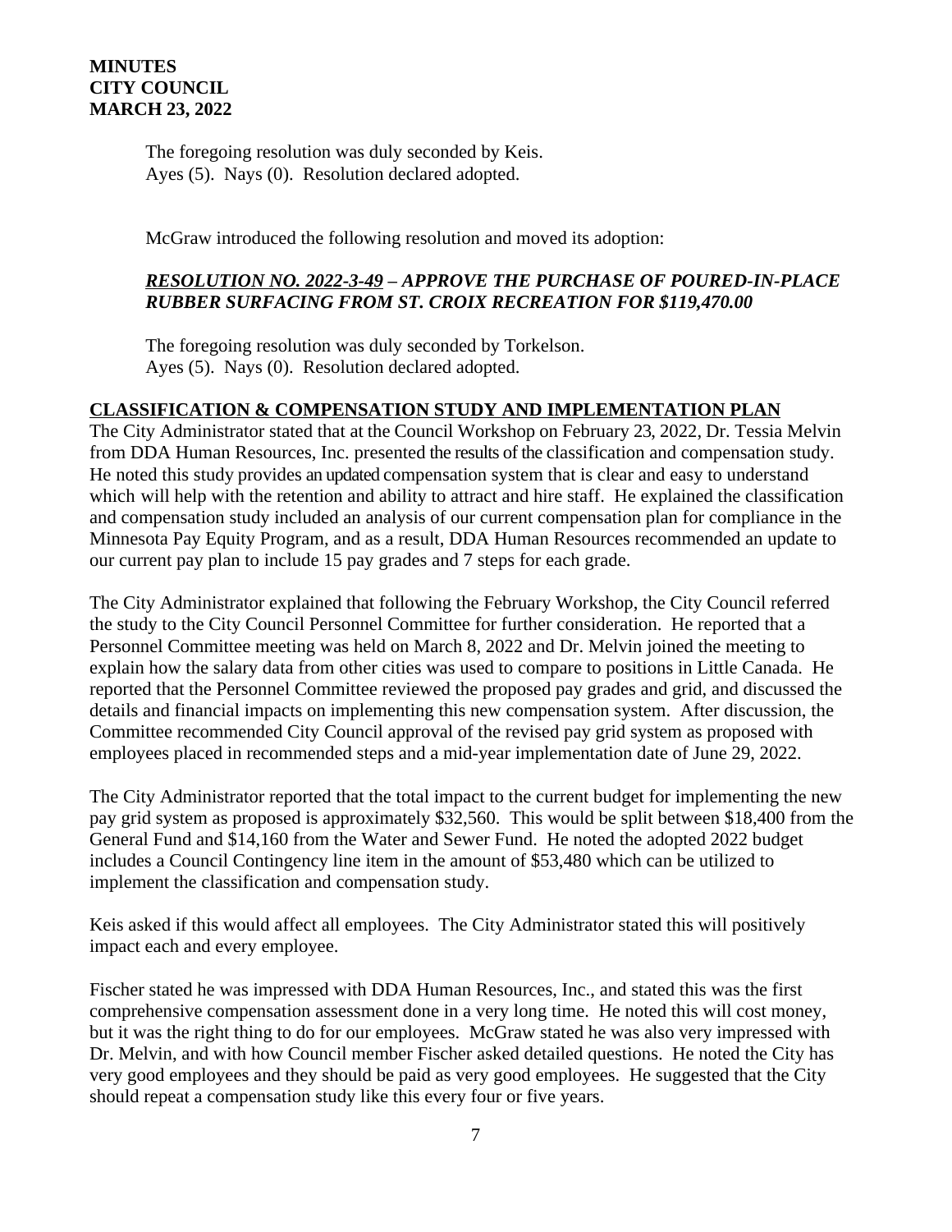The foregoing resolution was duly seconded by Keis.
Ayes (5). Nays (0). Resolution declared adopted.

McGraw introduced the following resolution and moved its adoption:

***<u>RESOLUTION NO. 2022-3-49</u> – APPROVE THE PURCHASE OF POURED-IN-PLACE RUBBER SURFACING FROM ST. CROIX RECREATION FOR $119,470.00***

The foregoing resolution was duly seconded by Torkelson.
Ayes (5). Nays (0). Resolution declared adopted.

## CLASSIFICATION & COMPENSATION STUDY AND IMPLEMENTATION PLAN

The City Administrator stated that at the Council Workshop on February 23, 2022, Dr. Tessia Melvin from DDA Human Resources, Inc. presented the results of the classification and compensation study. He noted this study provides an updated compensation system that is clear and easy to understand which will help with the retention and ability to attract and hire staff. He explained the classification and compensation study included an analysis of our current compensation plan for compliance in the Minnesota Pay Equity Program, and as a result, DDA Human Resources recommended an update to our current pay plan to include 15 pay grades and 7 steps for each grade.

The City Administrator explained that following the February Workshop, the City Council referred the study to the City Council Personnel Committee for further consideration. He reported that a Personnel Committee meeting was held on March 8, 2022 and Dr. Melvin joined the meeting to explain how the salary data from other cities was used to compare to positions in Little Canada. He reported that the Personnel Committee reviewed the proposed pay grades and grid, and discussed the details and financial impacts on implementing this new compensation system. After discussion, the Committee recommended City Council approval of the revised pay grid system as proposed with employees placed in recommended steps and a mid-year implementation date of June 29, 2022.

The City Administrator reported that the total impact to the current budget for implementing the new pay grid system as proposed is approximately $32,560. This would be split between $18,400 from the General Fund and $14,160 from the Water and Sewer Fund. He noted the adopted 2022 budget includes a Council Contingency line item in the amount of $53,480 which can be utilized to implement the classification and compensation study.

Keis asked if this would affect all employees. The City Administrator stated this will positively impact each and every employee.

Fischer stated he was impressed with DDA Human Resources, Inc., and stated this was the first comprehensive compensation assessment done in a very long time. He noted this will cost money, but it was the right thing to do for our employees. McGraw stated he was also very impressed with Dr. Melvin, and with how Council member Fischer asked detailed questions. He noted the City has very good employees and they should be paid as very good employees. He suggested that the City should repeat a compensation study like this every four or five years.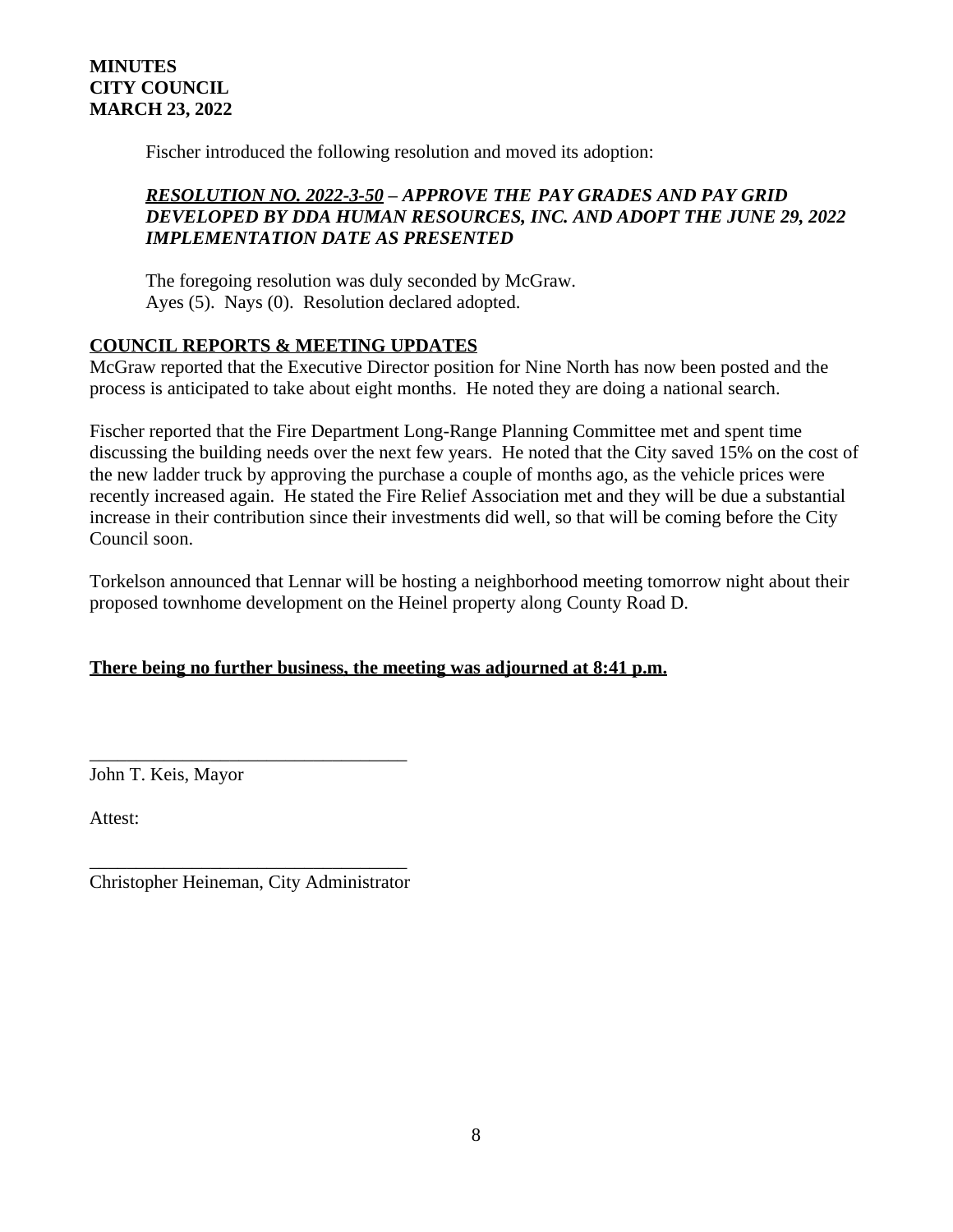**MINUTES**
**CITY COUNCIL**
**MARCH 23, 2022**

Fischer introduced the following resolution and moved its adoption:

***RESOLUTION NO. 2022-3-50 – APPROVE THE PAY GRADES AND PAY GRID DEVELOPED BY DDA HUMAN RESOURCES, INC. AND ADOPT THE JUNE 29, 2022 IMPLEMENTATION DATE AS PRESENTED***

The foregoing resolution was duly seconded by McGraw.
Ayes (5). Nays (0). Resolution declared adopted.

**COUNCIL REPORTS & MEETING UPDATES**

McGraw reported that the Executive Director position for Nine North has now been posted and the process is anticipated to take about eight months. He noted they are doing a national search.

Fischer reported that the Fire Department Long-Range Planning Committee met and spent time discussing the building needs over the next few years. He noted that the City saved 15% on the cost of the new ladder truck by approving the purchase a couple of months ago, as the vehicle prices were recently increased again. He stated the Fire Relief Association met and they will be due a substantial increase in their contribution since their investments did well, so that will be coming before the City Council soon.

Torkelson announced that Lennar will be hosting a neighborhood meeting tomorrow night about their proposed townhome development on the Heinel property along County Road D.

**There being no further business, the meeting was adjourned at 8:41 p.m.**

\_\_\_\_\_\_\_\_\_\_\_\_\_\_\_\_\_\_\_\_\_\_\_\_\_\_\_\_\_\_\_\_\_\_
John T. Keis, Mayor

Attest:

\_\_\_\_\_\_\_\_\_\_\_\_\_\_\_\_\_\_\_\_\_\_\_\_\_\_\_\_\_\_\_\_\_\_
Christopher Heineman, City Administrator